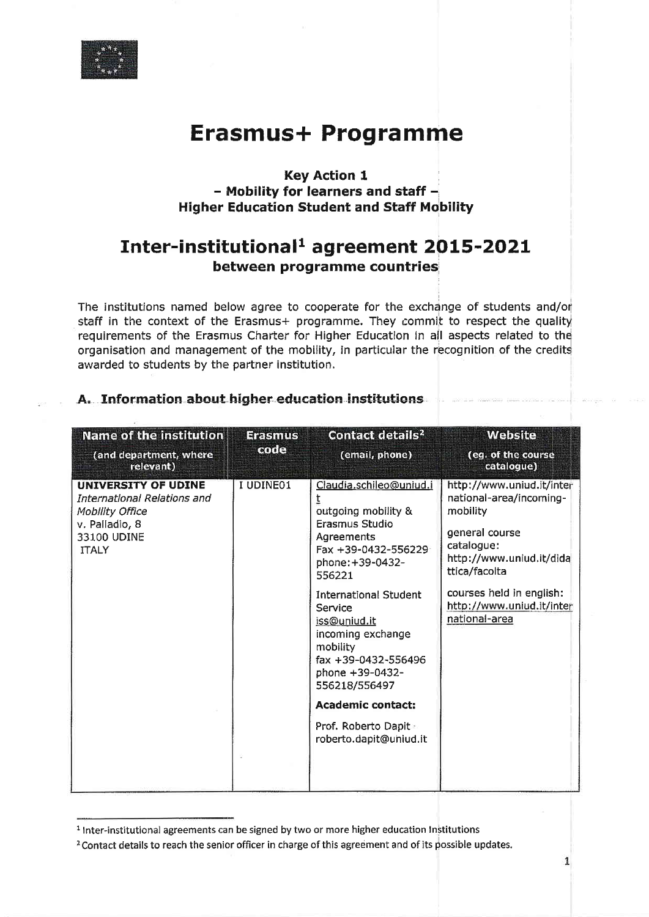# Erasmus+ Programme

**Key Action 1**
**– Mobility for learners and staff –**
**Higher Education Student and Staff Mobility**

## Inter-institutional[1] agreement 2015-2021

**between programme countries**

The institutions named below agree to cooperate for the exchange of students and/or staff in the context of the Erasmus+ programme. They commit to respect the quality requirements of the Erasmus Charter for Higher Education in all aspects related to the organisation and management of the mobility, in particular the recognition of the credits awarded to students by the partner institution.

### A. Information about higher education institutions

| Name of the institution (and department, where relevant) | Erasmus code | Contact details[2] (email, phone) | Website (eg. of the course catalogue) |
|---|---|---|---|
| **UNIVERSITY OF UDINE** *International Relations and Mobility Office* v. Palladio, 8 33100 UDINE ITALY | I UDINE01 | Claudia.schileo@uniud.it outgoing mobility & Erasmus Studio Agreements Fax +39-0432-556229 phone:+39-0432-556221<br><br>International Student Service iss@uniud.it incoming exchange mobility fax +39-0432-556496 phone +39-0432-556218/556497<br><br>**Academic contact:**<br><br>Prof. Roberto Dapit roberto.dapit@uniud.it | http://www.uniud.it/international-area/incoming-mobility<br><br>general course catalogue: http://www.uniud.it/didattica/facolta<br><br>courses held in english: http://www.uniud.it/international-area |

[1] Inter-institutional agreements can be signed by two or more higher education institutions

[2] Contact details to reach the senior officer in charge of this agreement and of its possible updates.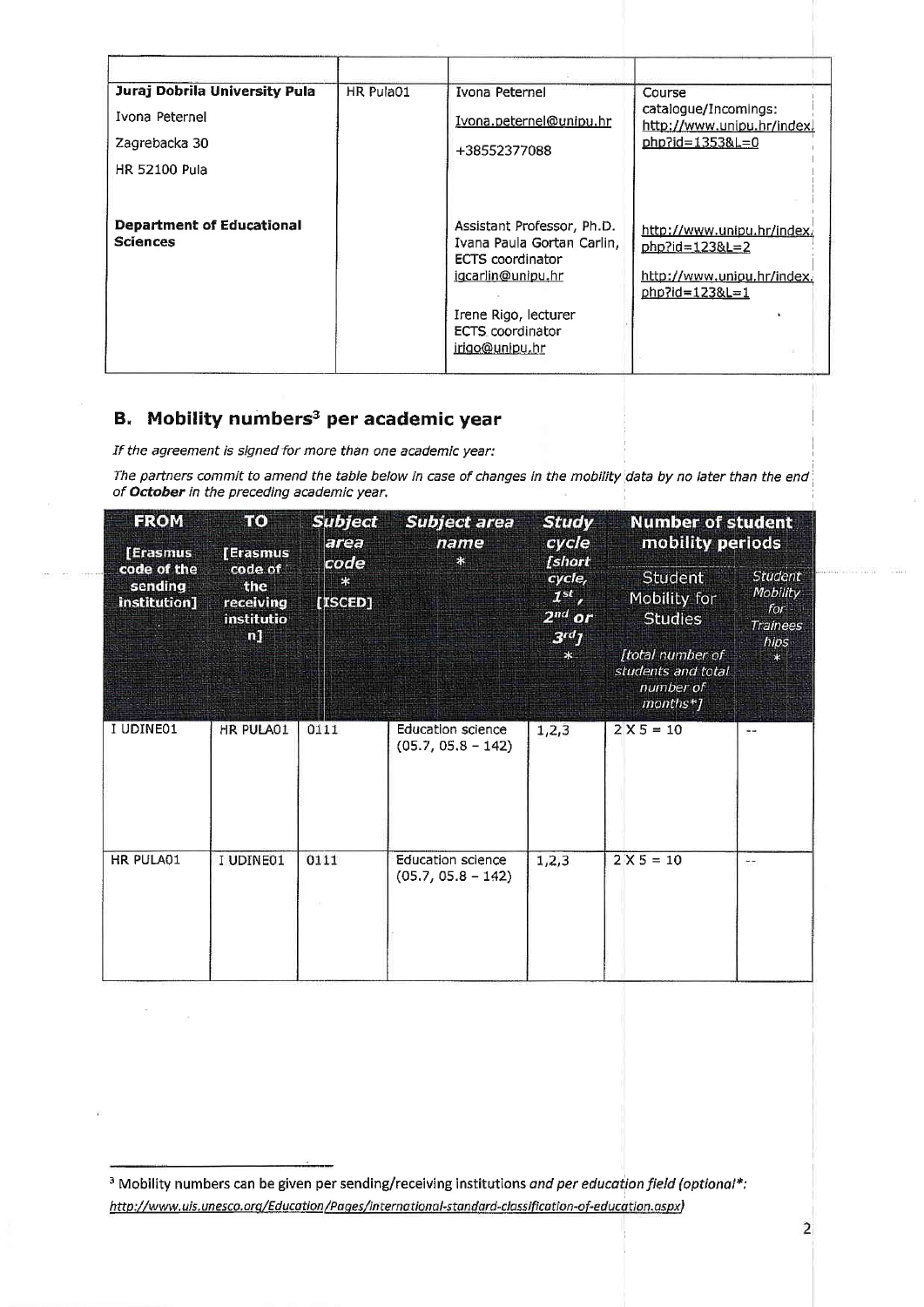| | | | |
|---|---|---|---|
| **Juraj Dobrila University Pula**<br>Ivona Peternel<br>Zagrebacka 30<br>HR 52100 Pula | HR Pula01 | Ivona Peternel<br>Ivona.peternel@unipu.hr<br>+38552377088 | Course catalogue/Incomings: http://www.unipu.hr/index.php?id=1353&L=0 |
| **Department of Educational Sciences** | | Assistant Professor, Ph.D. Ivana Paula Gortan Carlin, ECTS coordinator<br>igcarlin@unipu.hr<br>Irene Rigo, lecturer<br>ECTS coordinator<br>irigo@unipu.hr | http://www.unipu.hr/index.php?id=123&L=2<br>http://www.unipu.hr/index.php?id=123&L=1 |

## B. Mobility numbers[3] per academic year

*If the agreement is signed for more than one academic year:*

*The partners commit to amend the table below in case of changes in the mobility data by no later than the end of* ***October*** *in the preceding academic year.*

| FROM [Erasmus code of the sending institution] | TO [Erasmus code of the receiving institution] | Subject area code * [ISCED] | Subject area name * | Study cycle [short cycle, 1st, 2nd or 3rd] * | Number of student mobility periods | |
|---|---|---|---|---|---|---|
| | | | | | Student Mobility for Studies [total number of students and total number of months*] | Student Mobility for Traineeships * |
| I UDINE01 | HR PULA01 | 0111 | Education science (05.7, 05.8 – 142) | 1,2,3 | 2 X 5 = 10 | -- |
| HR PULA01 | I UDINE01 | 0111 | Education science (05.7, 05.8 – 142) | 1,2,3 | 2 X 5 = 10 | -- |

[3] Mobility numbers can be given per sending/receiving institutions *and per education field (optional*: http://www.uis.unesco.org/Education/Pages/international-standard-classification-of-education.aspx)*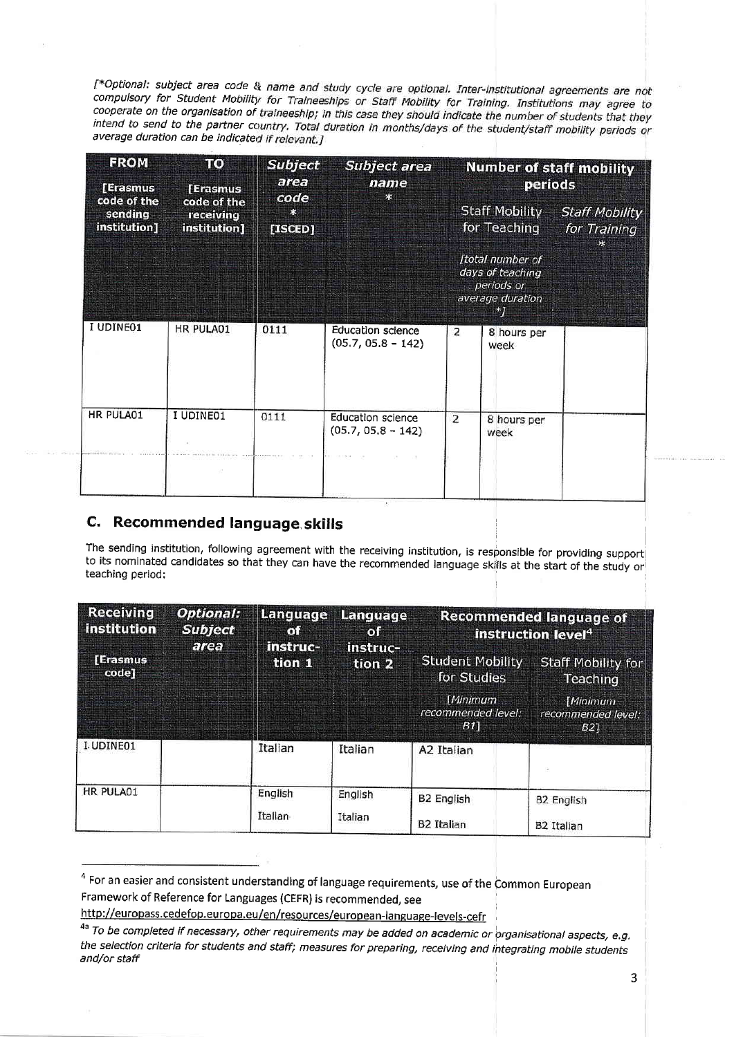[*Optional: subject area code & name and study cycle are optional. Inter-institutional agreements are not compulsory for Student Mobility for Traineeships or Staff Mobility for Training. Institutions may agree to cooperate on the organisation of traineeship; in this case they should indicate the number of students that they intend to send to the partner country. Total duration in months/days of the student/staff mobility periods or average duration can be indicated if relevant.]

| FROM [Erasmus code of the sending institution] | TO [Erasmus code of the receiving institution] | Subject area code * [ISCED] | Subject area name * | Number of staff mobility periods | | |
|---|---|---|---|---|---|---|
| | | | | Staff Mobility for Teaching [total number of days of teaching periods or average duration *] | | Staff Mobility for Training * |
| I UDINE01 | HR PULA01 | 0111 | Education science (05.7, 05.8 – 142) | 2 | 8 hours per week | |
| HR PULA01 | I UDINE01 | 0111 | Education science (05.7, 05.8 – 142) | 2 | 8 hours per week | |

## C. Recommended language skills

The sending institution, following agreement with the receiving institution, is responsible for providing support to its nominated candidates so that they can have the recommended language skills at the start of the study or teaching period:

| Receiving institution [Erasmus code] | Optional: Subject area | Language of instruction 1 | Language of instruction 2 | Recommended language of instruction level[4] | |
|---|---|---|---|---|---|
| | | | | Student Mobility for Studies [Minimum recommended level: B1] | Staff Mobility for Teaching [Minimum recommended level: B2] |
| I UDINE01 | | Italian | Italian | A2 Italian | |
| HR PULA01 | | English Italian | English Italian | B2 English B2 Italian | B2 English B2 Italian |

[4] For an easier and consistent understanding of language requirements, use of the Common European Framework of Reference for Languages (CEFR) is recommended, see http://europass.cedefop.europa.eu/en/resources/european-language-levels-cefr

[4a] *To be completed if necessary, other requirements may be added on academic or organisational aspects, e.g. the selection criteria for students and staff; measures for preparing, receiving and integrating mobile students and/or staff*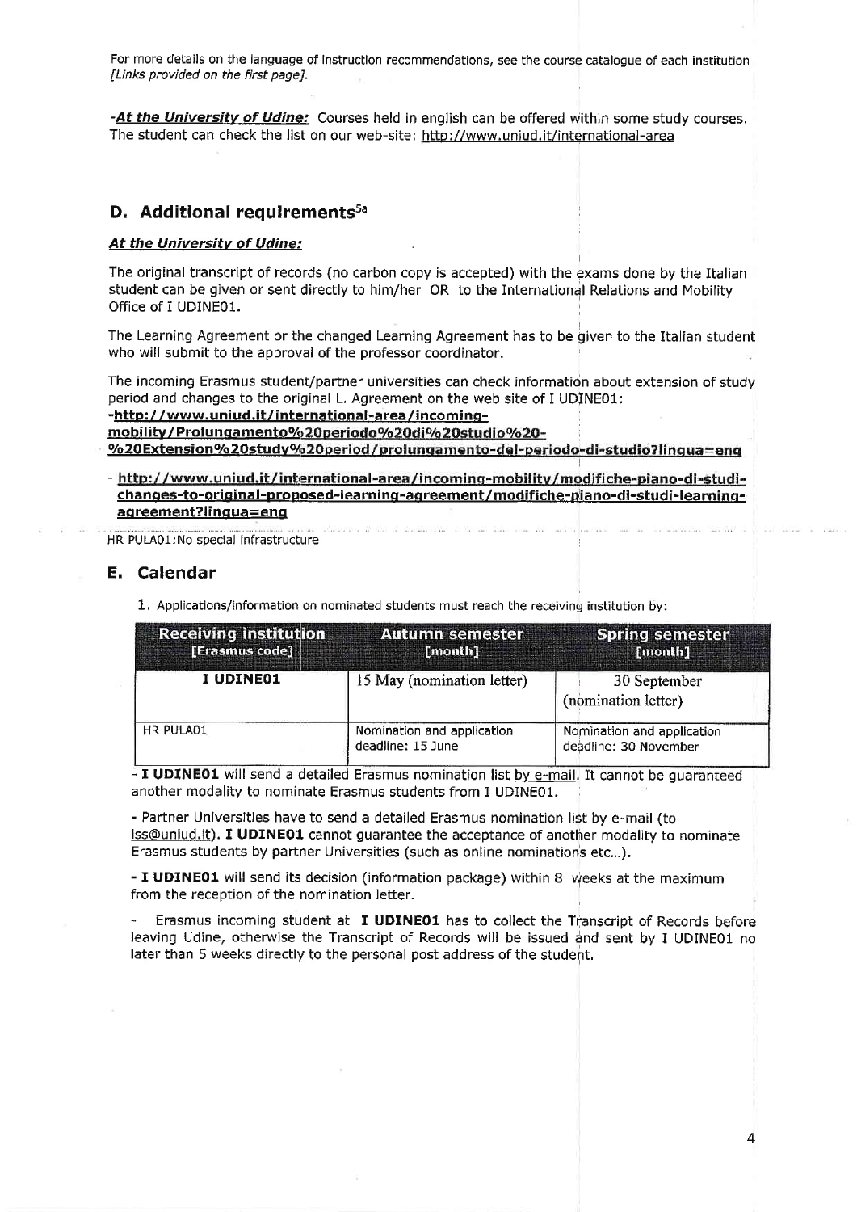For more details on the language of instruction recommendations, see the course catalogue of each institution *[Links provided on the first page]*.

-***At the University of Udine:*** Courses held in english can be offered within some study courses. The student can check the list on our web-site: http://www.uniud.it/international-area

## D. Additional requirements[5a]

***At the University of Udine:***

The original transcript of records (no carbon copy is accepted) with the exams done by the Italian student can be given or sent directly to him/her OR to the International Relations and Mobility Office of I UDINE01.

The Learning Agreement or the changed Learning Agreement has to be given to the Italian student who will submit to the approval of the professor coordinator.

The incoming Erasmus student/partner universities can check information about extension of study period and changes to the original L. Agreement on the web site of I UDINE01:

**-http://www.uniud.it/international-area/incoming-mobility/Prolungamento%20periodo%20di%20studio%20-%20Extension%20study%20period/prolungamento-del-periodo-di-studio?lingua=eng**

- **http://www.uniud.it/international-area/incoming-mobility/modifiche-piano-di-studi-changes-to-original-proposed-learning-agreement/modifiche-piano-di-studi-learning-agreement?lingua=eng**

HR PULA01:No special infrastructure

## E. Calendar

1. Applications/information on nominated students must reach the receiving institution by:

| Receiving institution [Erasmus code] | Autumn semester [month] | Spring semester [month] |
|---|---|---|
| **I UDINE01** | 15 May (nomination letter) | 30 September (nomination letter) |
| HR PULA01 | Nomination and application deadline: 15 June | Nomination and application deadline: 30 November |

- **I UDINE01** will send a detailed Erasmus nomination list by e-mail. It cannot be guaranteed another modality to nominate Erasmus students from I UDINE01.

- Partner Universities have to send a detailed Erasmus nomination list by e-mail (to iss@uniud.it). **I UDINE01** cannot guarantee the acceptance of another modality to nominate Erasmus students by partner Universities (such as online nominations etc...).

**- I UDINE01** will send its decision (information package) within 8 weeks at the maximum from the reception of the nomination letter.

- Erasmus incoming student at **I UDINE01** has to collect the Transcript of Records before leaving Udine, otherwise the Transcript of Records will be issued and sent by I UDINE01 no later than 5 weeks directly to the personal post address of the student.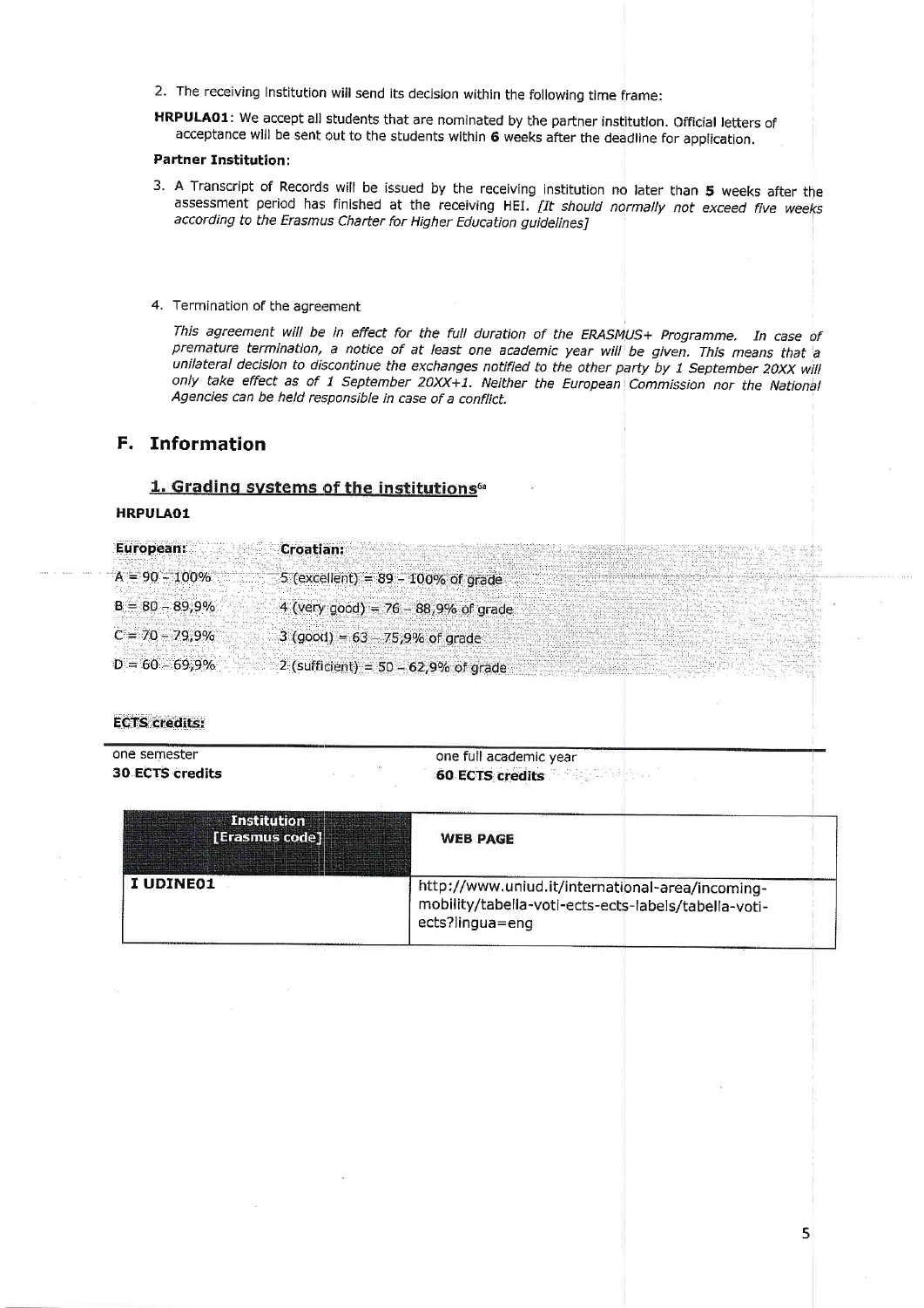2. The receiving institution will send its decision within the following time frame:

**HRPULA01**: We accept all students that are nominated by the partner institution. Official letters of acceptance will be sent out to the students within **6** weeks after the deadline for application.

**Partner Institution**:

3. A Transcript of Records will be issued by the receiving institution no later than **5** weeks after the assessment period has finished at the receiving HEI. *[It should normally not exceed five weeks according to the Erasmus Charter for Higher Education guidelines]*

4. Termination of the agreement

*This agreement will be in effect for the full duration of the ERASMUS+ Programme. In case of premature termination, a notice of at least one academic year will be given. This means that a unilateral decision to discontinue the exchanges notified to the other party by 1 September 20XX will only take effect as of 1 September 20XX+1. Neither the European Commission nor the National Agencies can be held responsible in case of a conflict.*

## F. Information

### 1. Grading systems of the institutions[6a]

**HRPULA01**

| European: | Croatian: |
|---|---|
| A = 90 – 100% | 5 (excellent) = 89 – 100% of grade |
| B = 80 – 89,9% | 4 (very good) = 76 – 88,9% of grade |
| C = 70 – 79,9% | 3 (good) = 63 – 75,9% of grade |
| D = 60 – 69,9% | 2 (sufficient) = 50 – 62,9% of grade |

**ECTS credits:**

| one semester | one full academic year |
|---|---|
| **30 ECTS credits** | **60 ECTS credits** |

| Institution [Erasmus code] | WEB PAGE |
|---|---|
| **I UDINE01** | http://www.uniud.it/international-area/incoming-mobility/tabella-voti-ects-ects-labels/tabella-voti-ects?lingua=eng |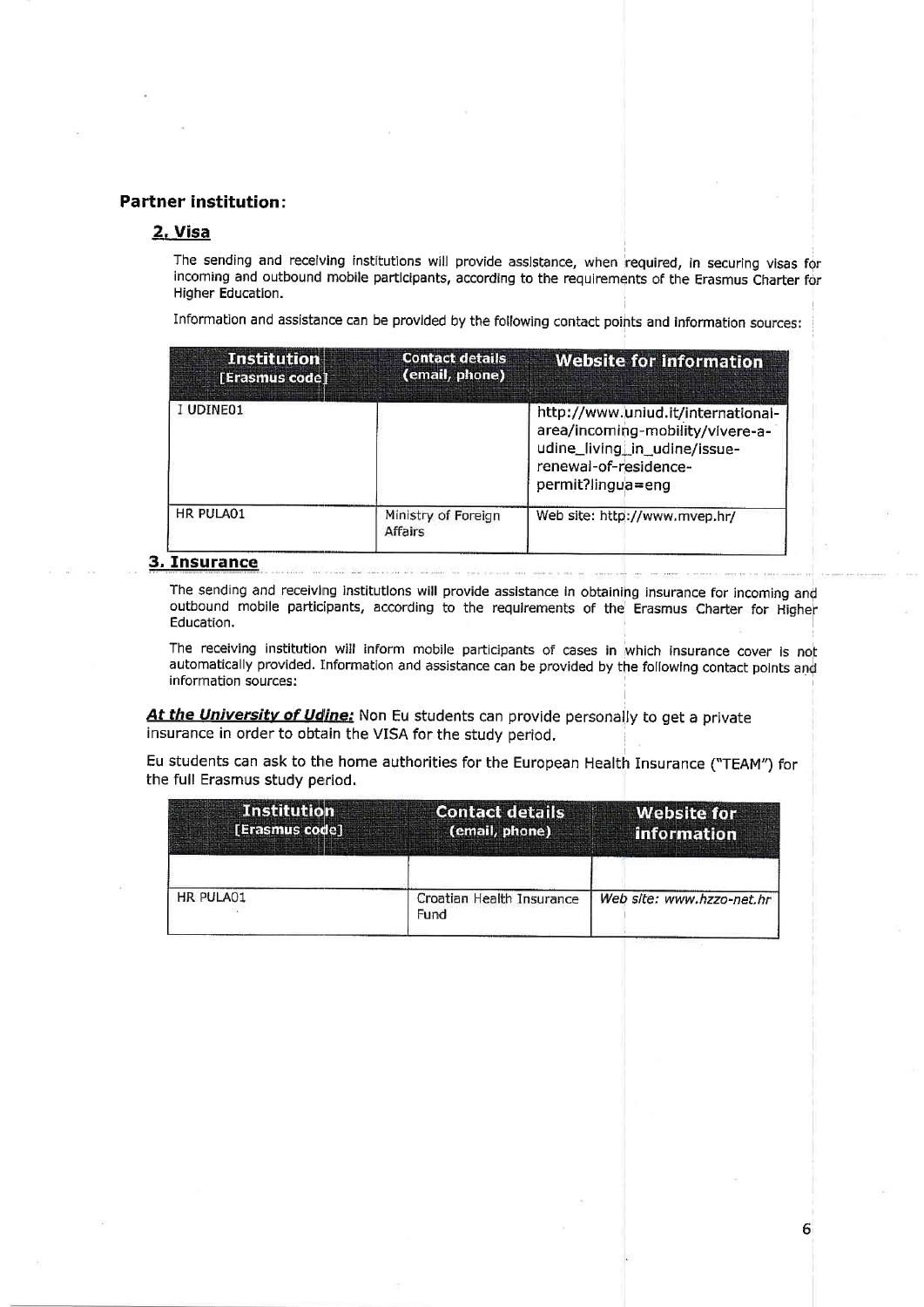### Partner institution:

#### 2. Visa

The sending and receiving institutions will provide assistance, when required, in securing visas for incoming and outbound mobile participants, according to the requirements of the Erasmus Charter for Higher Education.

Information and assistance can be provided by the following contact points and information sources:

| Institution [Erasmus code] | Contact details (email, phone) | Website for information |
|---|---|---|
| I UDINE01 | | http://www.uniud.it/international-area/incoming-mobility/vivere-a-udine_living_in_udine/issue-renewal-of-residence-permit?lingua=eng |
| HR PULA01 | Ministry of Foreign Affairs | Web site: http://www.mvep.hr/ |

#### 3. Insurance

The sending and receiving institutions will provide assistance in obtaining insurance for incoming and outbound mobile participants, according to the requirements of the Erasmus Charter for Higher Education.

The receiving institution will inform mobile participants of cases in which insurance cover is not automatically provided. Information and assistance can be provided by the following contact points and information sources:

***At the University of Udine:*** Non Eu students can provide personally to get a private insurance in order to obtain the VISA for the study period.

Eu students can ask to the home authorities for the European Health Insurance ("TEAM") for the full Erasmus study period.

| Institution [Erasmus code] | Contact details (email, phone) | Website for information |
|---|---|---|
| | | |
| HR PULA01 | Croatian Health Insurance Fund | *Web site: www.hzzo-net.hr* |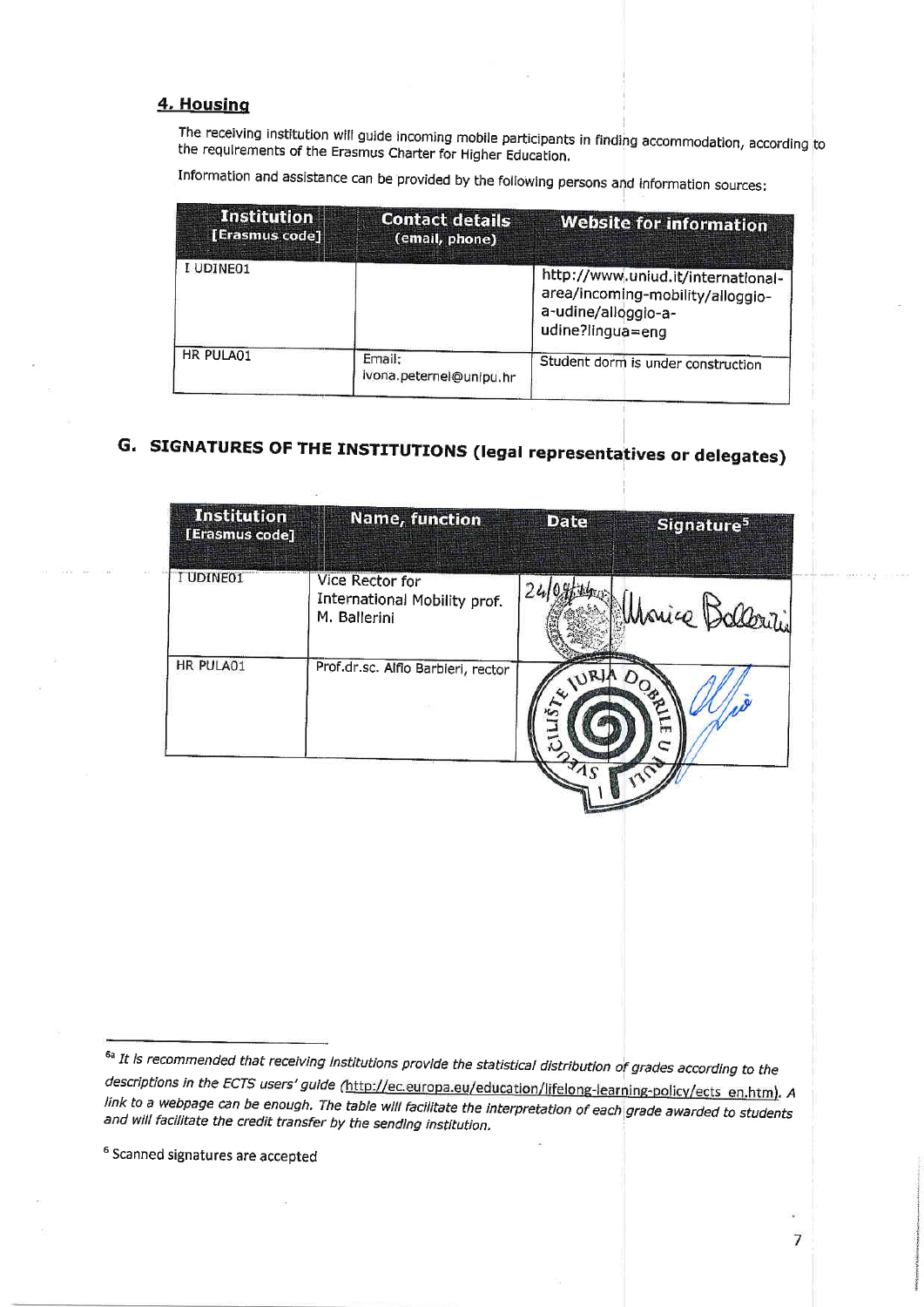## 4. Housing

The receiving institution will guide incoming mobile participants in finding accommodation, according to the requirements of the Erasmus Charter for Higher Education.

Information and assistance can be provided by the following persons and information sources:

| Institution [Erasmus code] | Contact details (email, phone) | Website for information |
|---|---|---|
| I UDINE01 | | http://www.uniud.it/international-area/incoming-mobility/alloggio-a-udine/alloggio-a-udine?lingua=eng |
| HR PULA01 | Email: ivona.peternel@unipu.hr | Student dorm is under construction |

# G. SIGNATURES OF THE INSTITUTIONS (legal representatives or delegates)

| Institution [Erasmus code] | Name, function | Date | Signature[5] |
|---|---|---|---|
| I UDINE01 | Vice Rector for International Mobility prof. M. Ballerini | 24/04/... | Maurice Ballerini |
| HR PULA01 | Prof.dr.sc. Alfio Barbieri, rector | | |

---

[6a] *It is recommended that receiving institutions provide the statistical distribution of grades according to the descriptions in the ECTS users' guide (http://ec.europa.eu/education/lifelong-learning-policy/ects_en.htm). A link to a webpage can be enough. The table will facilitate the interpretation of each grade awarded to students and will facilitate the credit transfer by the sending institution.*

[6] Scanned signatures are accepted